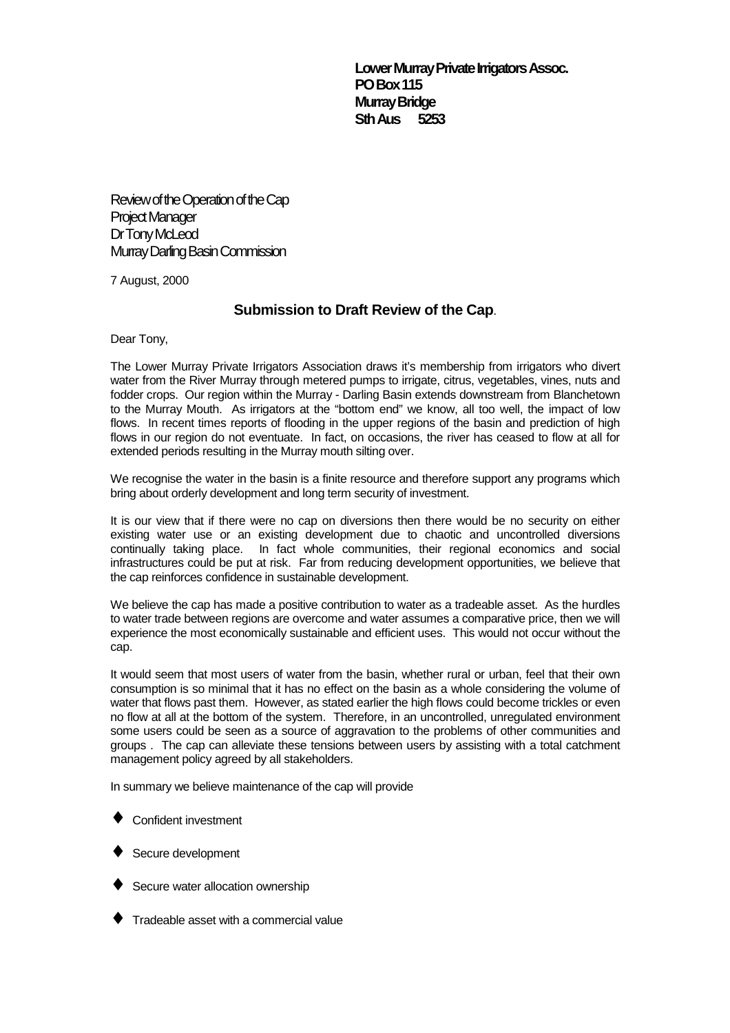**Lower Murray Private Irrigators Assoc.**
**PO Box 115**
**Murray Bridge**
**Sth Aus 5253**

Review of the Operation of the Cap
Project Manager
Dr Tony McLeod
Murray Darling Basin Commission

7 August, 2000

## Submission to Draft Review of the Cap.

Dear Tony,

The Lower Murray Private Irrigators Association draws it's membership from irrigators who divert water from the River Murray through metered pumps to irrigate, citrus, vegetables, vines, nuts and fodder crops. Our region within the Murray - Darling Basin extends downstream from Blanchetown to the Murray Mouth. As irrigators at the "bottom end" we know, all too well, the impact of low flows. In recent times reports of flooding in the upper regions of the basin and prediction of high flows in our region do not eventuate. In fact, on occasions, the river has ceased to flow at all for extended periods resulting in the Murray mouth silting over.

We recognise the water in the basin is a finite resource and therefore support any programs which bring about orderly development and long term security of investment.

It is our view that if there were no cap on diversions then there would be no security on either existing water use or an existing development due to chaotic and uncontrolled diversions continually taking place. In fact whole communities, their regional economics and social infrastructures could be put at risk. Far from reducing development opportunities, we believe that the cap reinforces confidence in sustainable development.

We believe the cap has made a positive contribution to water as a tradeable asset. As the hurdles to water trade between regions are overcome and water assumes a comparative price, then we will experience the most economically sustainable and efficient uses. This would not occur without the cap.

It would seem that most users of water from the basin, whether rural or urban, feel that their own consumption is so minimal that it has no effect on the basin as a whole considering the volume of water that flows past them. However, as stated earlier the high flows could become trickles or even no flow at all at the bottom of the system. Therefore, in an uncontrolled, unregulated environment some users could be seen as a source of aggravation to the problems of other communities and groups . The cap can alleviate these tensions between users by assisting with a total catchment management policy agreed by all stakeholders.

In summary we believe maintenance of the cap will provide

- Confident investment
- Secure development
- Secure water allocation ownership
- Tradeable asset with a commercial value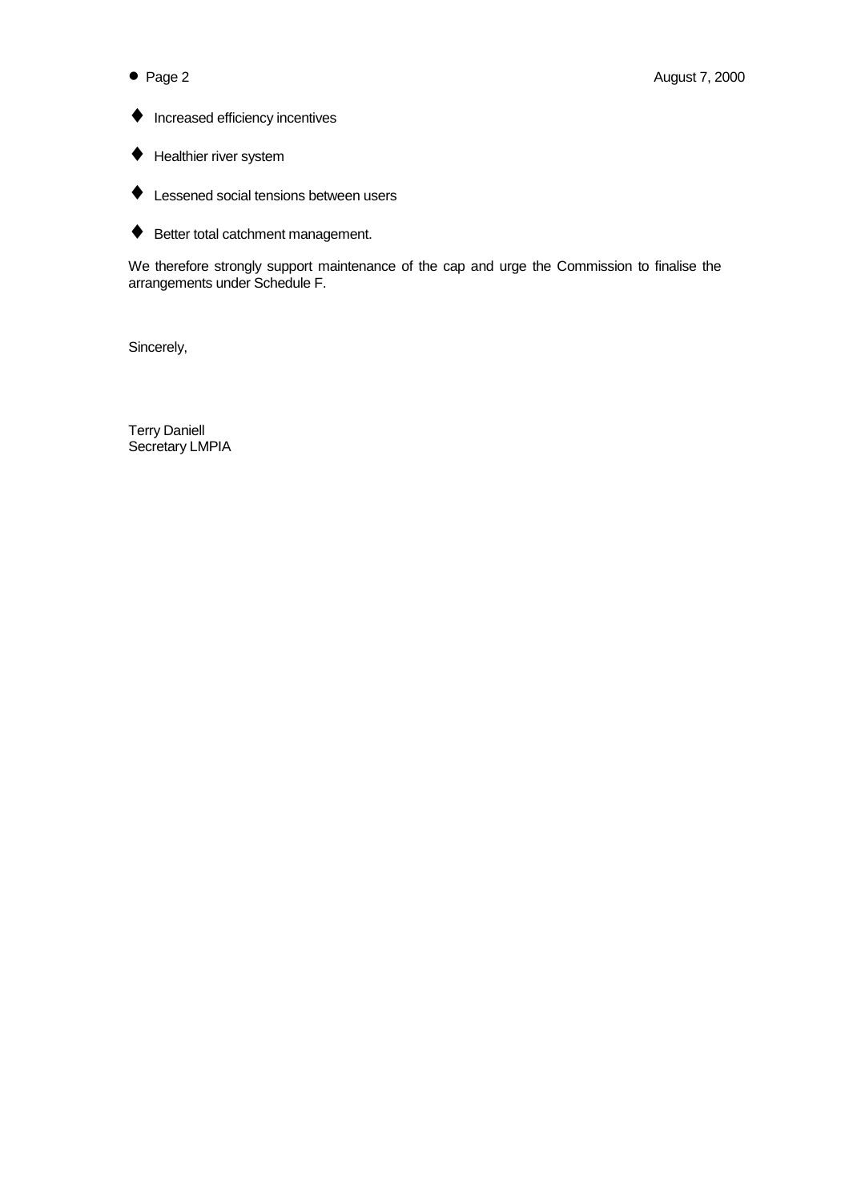- Increased efficiency incentives
- Healthier river system
- Lessened social tensions between users
- Better total catchment management.

We therefore strongly support maintenance of the cap and urge the Commission to finalise the arrangements under Schedule F.

Sincerely,

Terry Daniell
Secretary LMPIA